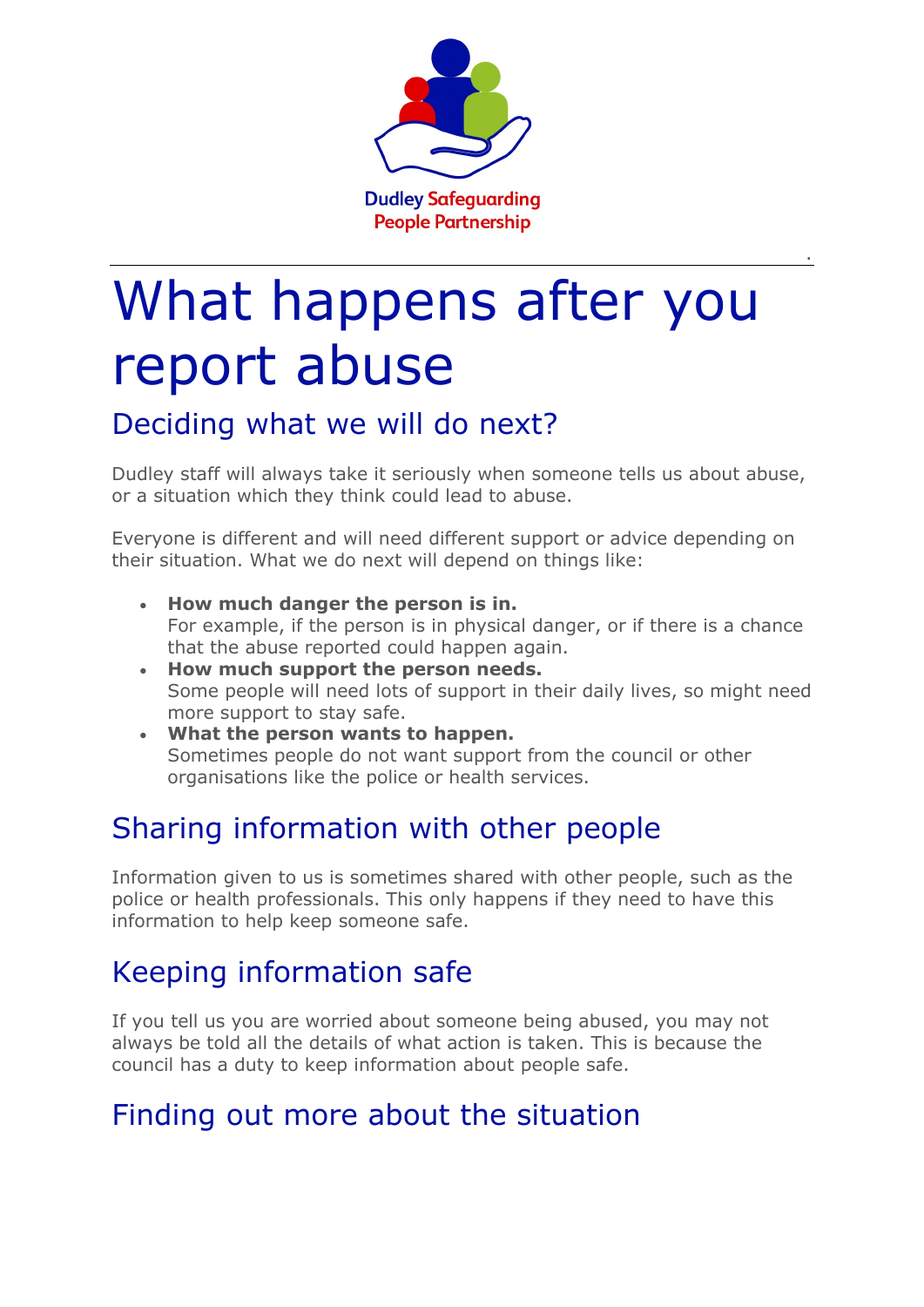Dudley Safeguarding People Partnership

# What happens after you report abuse

## Deciding what we will do next?

Dudley staff will always take it seriously when someone tells us about abuse, or a situation which they think could lead to abuse.

Everyone is different and will need different support or advice depending on their situation. What we do next will depend on things like:

- **How much danger the person is in.**
  For example, if the person is in physical danger, or if there is a chance that the abuse reported could happen again.
- **How much support the person needs.**
  Some people will need lots of support in their daily lives, so might need more support to stay safe.
- **What the person wants to happen.**
  Sometimes people do not want support from the council or other organisations like the police or health services.

## Sharing information with other people

Information given to us is sometimes shared with other people, such as the police or health professionals. This only happens if they need to have this information to help keep someone safe.

## Keeping information safe

If you tell us you are worried about someone being abused, you may not always be told all the details of what action is taken. This is because the council has a duty to keep information about people safe.

## Finding out more about the situation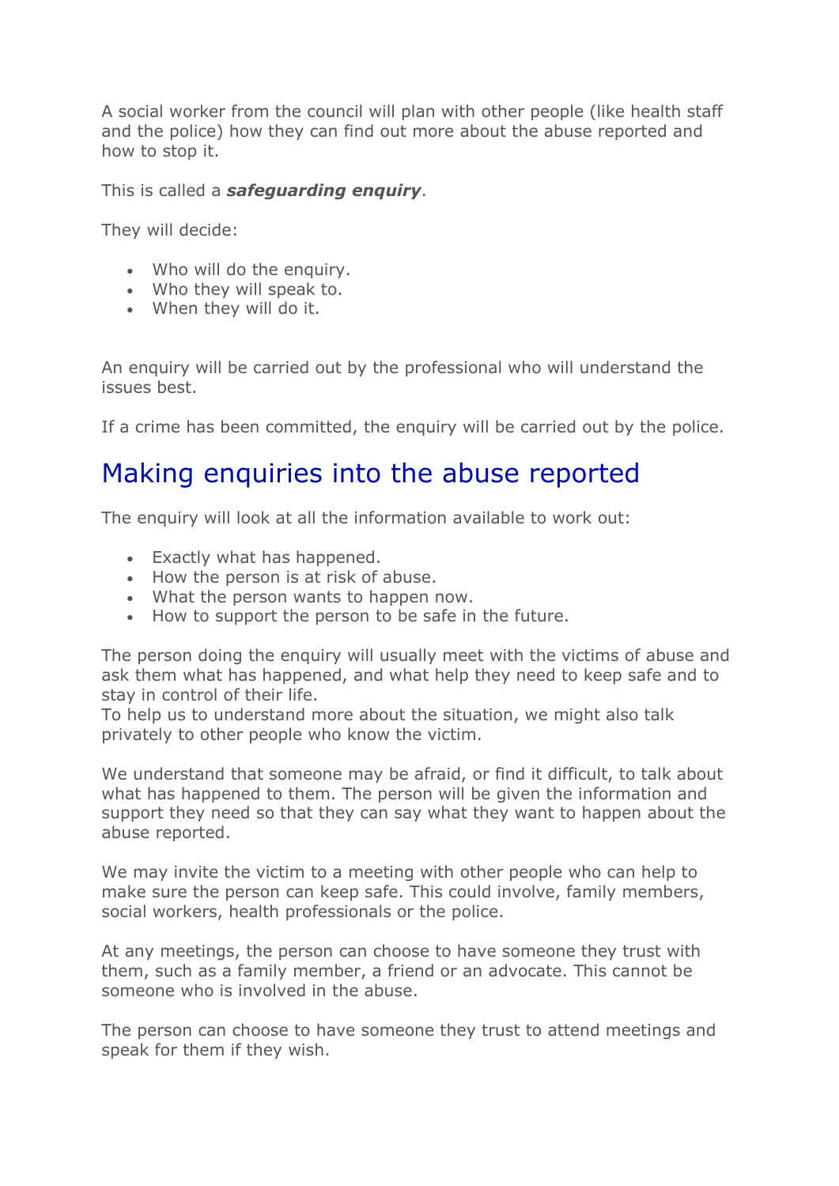A social worker from the council will plan with other people (like health staff and the police) how they can find out more about the abuse reported and how to stop it.

This is called a ***safeguarding enquiry***.

They will decide:

- Who will do the enquiry.
- Who they will speak to.
- When they will do it.

An enquiry will be carried out by the professional who will understand the issues best.

If a crime has been committed, the enquiry will be carried out by the police.

## Making enquiries into the abuse reported

The enquiry will look at all the information available to work out:

- Exactly what has happened.
- How the person is at risk of abuse.
- What the person wants to happen now.
- How to support the person to be safe in the future.

The person doing the enquiry will usually meet with the victims of abuse and ask them what has happened, and what help they need to keep safe and to stay in control of their life.
To help us to understand more about the situation, we might also talk privately to other people who know the victim.

We understand that someone may be afraid, or find it difficult, to talk about what has happened to them. The person will be given the information and support they need so that they can say what they want to happen about the abuse reported.

We may invite the victim to a meeting with other people who can help to make sure the person can keep safe. This could involve, family members, social workers, health professionals or the police.

At any meetings, the person can choose to have someone they trust with them, such as a family member, a friend or an advocate. This cannot be someone who is involved in the abuse.

The person can choose to have someone they trust to attend meetings and speak for them if they wish.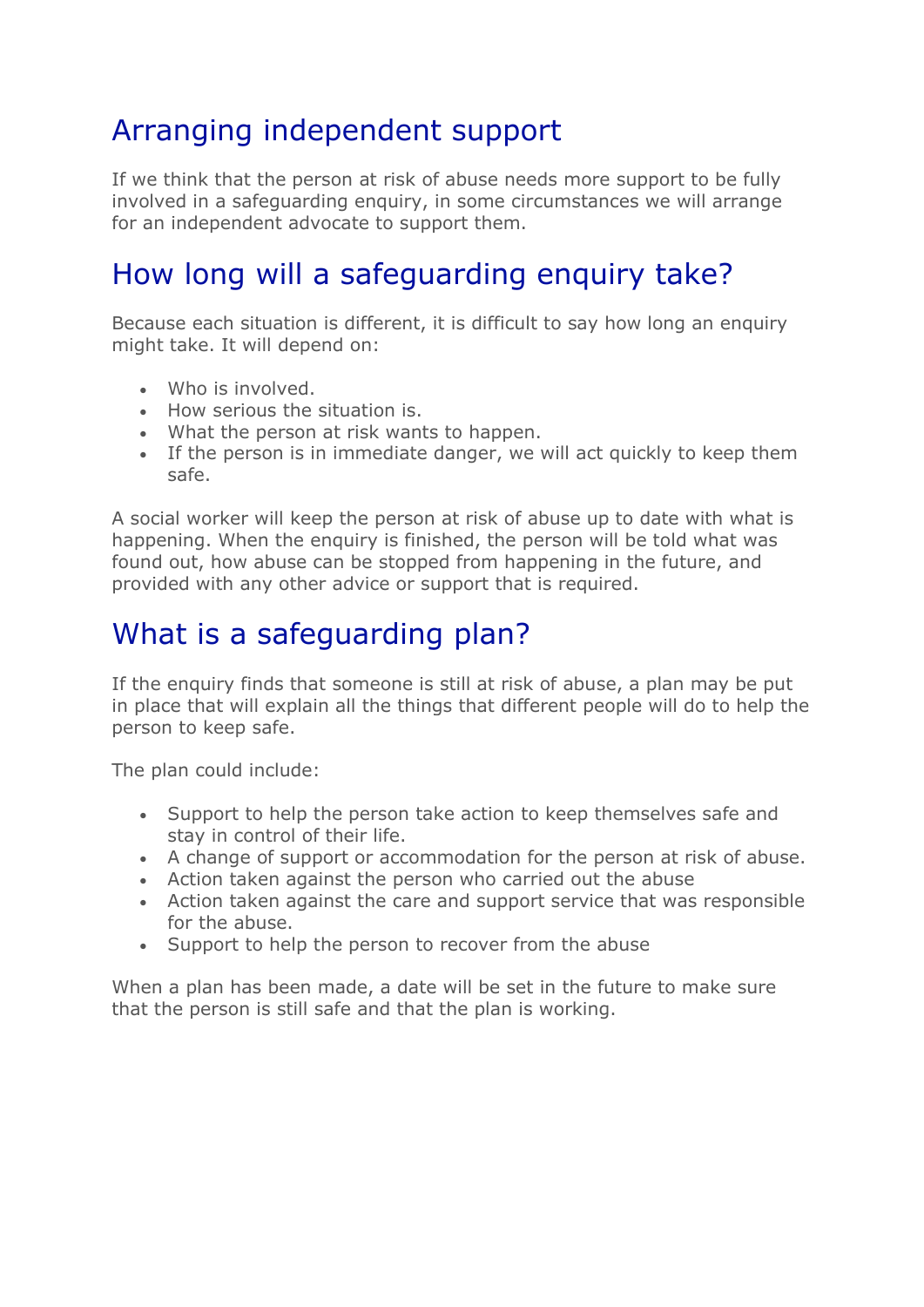## Arranging independent support

If we think that the person at risk of abuse needs more support to be fully involved in a safeguarding enquiry, in some circumstances we will arrange for an independent advocate to support them.

## How long will a safeguarding enquiry take?

Because each situation is different, it is difficult to say how long an enquiry might take. It will depend on:

- Who is involved.
- How serious the situation is.
- What the person at risk wants to happen.
- If the person is in immediate danger, we will act quickly to keep them safe.

A social worker will keep the person at risk of abuse up to date with what is happening. When the enquiry is finished, the person will be told what was found out, how abuse can be stopped from happening in the future, and provided with any other advice or support that is required.

## What is a safeguarding plan?

If the enquiry finds that someone is still at risk of abuse, a plan may be put in place that will explain all the things that different people will do to help the person to keep safe.

The plan could include:

- Support to help the person take action to keep themselves safe and stay in control of their life.
- A change of support or accommodation for the person at risk of abuse.
- Action taken against the person who carried out the abuse
- Action taken against the care and support service that was responsible for the abuse.
- Support to help the person to recover from the abuse

When a plan has been made, a date will be set in the future to make sure that the person is still safe and that the plan is working.